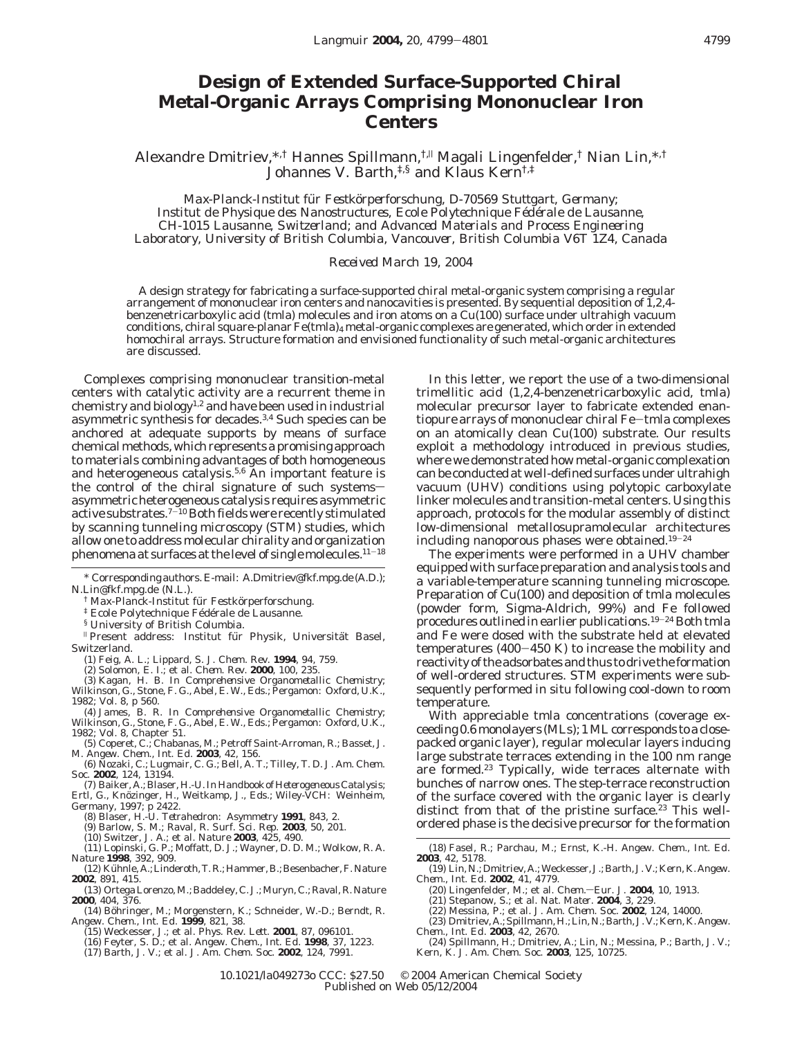# Design of Extended Surface-Supported Chiral Metal-Organic Arrays Comprising Mononuclear Iron Centers

Alexandre Dmitriev,*,† Hannes Spillmann,†,∥ Magali Lingenfelder,† Nian Lin,*,† Johannes V. Barth,‡,§ and Klaus Kern†,‡

*Max-Planck-Institut für Festkörperforschung, D-70569 Stuttgart, Germany; Institut de Physique des Nanostructures, Ecole Polytechnique Fédérale de Lausanne, CH-1015 Lausanne, Switzerland; and Advanced Materials and Process Engineering Laboratory, University of British Columbia, Vancouver, British Columbia V6T 1Z4, Canada*

*Received March 19, 2004*

A design strategy for fabricating a surface-supported chiral metal-organic system comprising a regular arrangement of mononuclear iron centers and nanocavities is presented. By sequential deposition of 1,2,4-benzenetricarboxylic acid (tmla) molecules and iron atoms on a Cu(100) surface under ultrahigh vacuum conditions, chiral square-planar $Fe(tmla)_4$ metal-organic complexes are generated, which order in extended homochiral arrays. Structure formation and envisioned functionality of such metal-organic architectures are discussed.

Complexes comprising mononuclear transition-metal centers with catalytic activity are a recurrent theme in chemistry and biology[1,2] and have been used in industrial asymmetric synthesis for decades.[3,4] Such species can be anchored at adequate supports by means of surface chemical methods, which represents a promising approach to materials combining advantages of both homogeneous and heterogeneous catalysis.[5,6] An important feature is the control of the chiral signature of such systems—asymmetric heterogeneous catalysis requires asymmetric active substrates.[7−10] Both fields were recently stimulated by scanning tunneling microscopy (STM) studies, which allow one to address molecular chirality and organization phenomena at surfaces at the level of single molecules.[11−18]

In this letter, we report the use of a two-dimensional trimellitic acid (1,2,4-benzenetricarboxylic acid, tmla) molecular precursor layer to fabricate extended enantiopure arrays of mononuclear chiral Fe−tmla complexes on an atomically clean Cu(100) substrate. Our results exploit a methodology introduced in previous studies, where we demonstrated how metal-organic complexation can be conducted at well-defined surfaces under ultrahigh vacuum (UHV) conditions using polytopic carboxylate linker molecules and transition-metal centers. Using this approach, protocols for the modular assembly of distinct low-dimensional metallosupramolecular architectures including nanoporous phases were obtained.[19−24]

The experiments were performed in a UHV chamber equipped with surface preparation and analysis tools and a variable-temperature scanning tunneling microscope. Preparation of Cu(100) and deposition of tmla molecules (powder form, Sigma-Aldrich, 99%) and Fe followed procedures outlined in earlier publications.[19−24] Both tmla and Fe were dosed with the substrate held at elevated temperatures (400−450 K) to increase the mobility and reactivity of the adsorbates and thus to drive the formation of well-ordered structures. STM experiments were subsequently performed in situ following cool-down to room temperature.

With appreciable tmla concentrations (coverage exceeding 0.6 monolayers (MLs); 1 ML corresponds to a close-packed organic layer), regular molecular layers inducing large substrate terraces extending in the 100 nm range are formed.[23] Typically, wide terraces alternate with bunches of narrow ones. The step-terrace reconstruction of the surface covered with the organic layer is clearly distinct from that of the pristine surface.[23] This well-ordered phase is the decisive precursor for the formation

\* Corresponding authors. E-mail: A.Dmitriev@fkf.mpg.de (A.D.); N.Lin@fkf.mpg.de (N.L.).

† Max-Planck-Institut für Festkörperforschung.

‡ Ecole Polytechnique Fédérale de Lausanne.

§ University of British Columbia.

∥ Present address: Institut für Physik, Universität Basel, Switzerland.

(1) Feig, A. L.; Lippard, S. J. *Chem. Rev.* **1994**, 94, 759.
(2) Solomon, E. I.; et al. *Chem. Rev.* **2000**, 100, 235.
(3) Kagan, H. B. In *Comprehensive Organometallic Chemistry*; Wilkinson, G., Stone, F. G., Abel, E. W., Eds.; Pergamon: Oxford, U.K., 1982; Vol. 8, p 560.
(4) James, B. R. In *Comprehensive Organometallic Chemistry*; Wilkinson, G., Stone, F. G., Abel, E. W., Eds.; Pergamon: Oxford, U.K., 1982; Vol. 8, Chapter 51.
(5) Coperet, C.; Chabanas, M.; Petroff Saint-Arroman, R.; Basset, J. M. *Angew. Chem., Int. Ed.* **2003**, 42, 156.
(6) Nozaki, C.; Lugmair, C. G.; Bell, A. T.; Tilley, T. D. *J. Am. Chem. Soc.* **2002**, 124, 13194.
(7) Baiker, A.; Blaser, H.-U. In *Handbook of Heterogeneous Catalysis*; Ertl, G., Knözinger, H., Weitkamp, J., Eds.; Wiley-VCH: Weinheim, Germany, 1997; p 2422.
(8) Blaser, H.-U. *Tetrahedron: Asymmetry* **1991**, 843, 2.
(9) Barlow, S. M.; Raval, R. *Surf. Sci. Rep.* **2003**, 50, 201.
(10) Switzer, J. A.; et al. *Nature* **2003**, 425, 490.
(11) Lopinski, G. P.; Moffatt, D. J.; Wayner, D. D. M.; Wolkow, R. A. *Nature* **1998**, 392, 909.
(12) Kühnle, A.; Linderoth, T. R.; Hammer, B.; Besenbacher, F. *Nature* **2002**, 891, 415.
(13) Ortega Lorenzo, M.; Baddeley, C. J.; Muryn, C.; Raval, R. *Nature* **2000**, 404, 376.
(14) Böhringer, M.; Morgenstern, K.; Schneider, W.-D.; Berndt, R. *Angew. Chem., Int. Ed.* **1999**, 821, 38.
(15) Weckesser, J.; et al. *Phys. Rev. Lett.* **2001**, 87, 096101.
(16) Feyter, S. D.; et al. *Angew. Chem., Int. Ed.* **1998**, 37, 1223.
(17) Barth, J. V.; et al. *J. Am. Chem. Soc.* **2002**, 124, 7991.
(18) Fasel, R.; Parchau, M.; Ernst, K.-H. *Angew. Chem., Int. Ed.* **2003**, 42, 5178.
(19) Lin, N.; Dmitriev, A.; Weckesser, J.; Barth, J. V.; Kern, K. *Angew. Chem., Int. Ed.* **2002**, 41, 4779.
(20) Lingenfelder, M.; et al. *Chem.—Eur. J.* **2004**, 10, 1913.
(21) Stepanow, S.; et al. *Nat. Mater.* **2004**, 3, 229.
(22) Messina, P.; et al. *J. Am. Chem. Soc.* **2002**, 124, 14000.
(23) Dmitriev, A.; Spillmann, H.; Lin, N.; Barth, J. V.; Kern, K. *Angew. Chem., Int. Ed.* **2003**, 42, 2670.
(24) Spillmann, H.; Dmitriev, A.; Lin, N.; Messina, P.; Barth, J. V.; Kern, K. *J. Am. Chem. Soc.* **2003**, 125, 10725.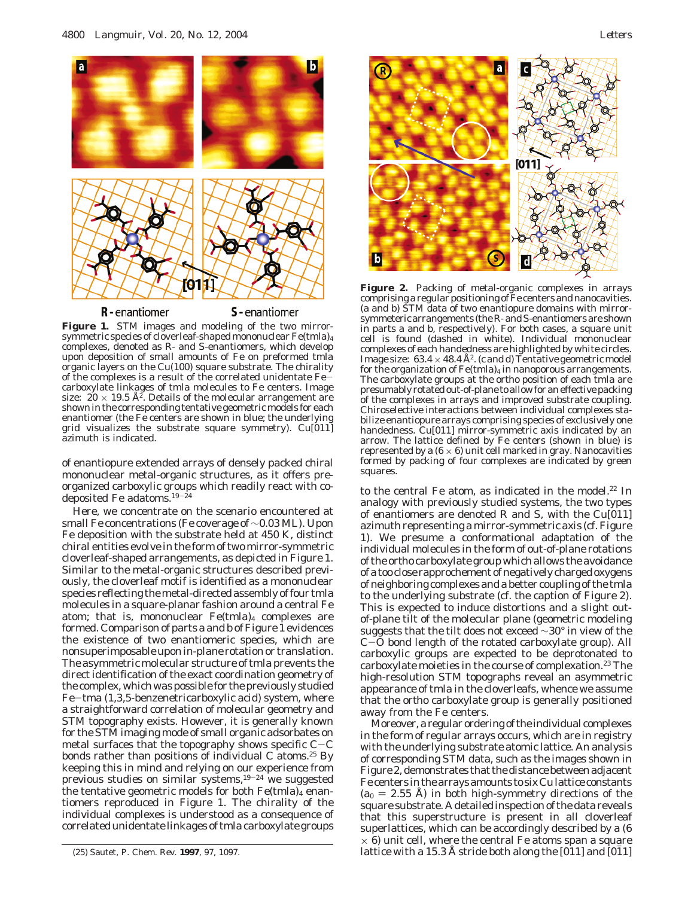**R-enantiomer** **S-enantiomer**

**Figure 1.** STM images and modeling of the two mirror-symmetric species of cloverleaf-shaped mononuclear $Fe(tmla)_4$ complexes, denoted as R- and S-enantiomers, which develop upon deposition of small amounts of Fe on preformed tmla organic layers on the Cu(100) square substrate. The chirality of the complexes is a result of the correlated unidentate Fe–carboxylate linkages of tmla molecules to Fe centers. Image size: $20 \times 19.5$ Å$^2$. Details of the molecular arrangement are shown in the corresponding tentative geometric models for each enantiomer (the Fe centers are shown in blue; the underlying grid visualizes the substrate square symmetry). Cu[011] azimuth is indicated.

of enantiopure extended arrays of densely packed chiral mononuclear metal-organic structures, as it offers pre-organized carboxylic groups which readily react with co-deposited Fe adatoms.[19-24]

Here, we concentrate on the scenario encountered at small Fe concentrations (Fe coverage of ~0.03 ML). Upon Fe deposition with the substrate held at 450 K, distinct chiral entities evolve in the form of two mirror-symmetric cloverleaf-shaped arrangements, as depicted in Figure 1. Similar to the metal-organic structures described previously, the cloverleaf motif is identified as a mononuclear species reflecting the metal-directed assembly of four tmla molecules in a square-planar fashion around a central Fe atom; that is, mononuclear $Fe(tmla)_4$ complexes are formed. Comparison of parts a and b of Figure 1 evidences the existence of two enantiomeric species, which are nonsuperimposable upon in-plane rotation or translation. The asymmetric molecular structure of tmla prevents the direct identification of the exact coordination geometry of the complex, which was possible for the previously studied Fe–tma (1,3,5-benzenetricarboxylic acid) system, where a straightforward correlation of molecular geometry and STM topography exists. However, it is generally known for the STM imaging mode of small organic adsorbates on metal surfaces that the topography shows specific C–C bonds rather than positions of individual C atoms.[25] By keeping this in mind and relying on our experience from previous studies on similar systems,[19-24] we suggested the tentative geometric models for both $Fe(tmla)_4$ enantiomers reproduced in Figure 1. The chirality of the individual complexes is understood as a consequence of correlated unidentate linkages of tmla carboxylate groups

(25) Sautet, P. *Chem. Rev.* **1997**, 97, 1097.

**Figure 2.** Packing of metal-organic complexes in arrays comprising a regular positioning of Fe centers and nanocavities. (a and b) STM data of two enantiopure domains with mirror-symmetric arrangements (the R- and S-enantiomers are shown in parts a and b, respectively). For both cases, a square unit cell is found (dashed in white). Individual mononuclear complexes of each handedness are highlighted by white circles. Image size: $63.4 \times 48.4$ Å$^2$. (c and d) Tentative geometric model for the organization of $Fe(tmla)_4$ in nanoporous arrangements. The carboxylate groups at the ortho position of each tmla are presumably rotated out-of-plane to allow for an effective packing of the complexes in arrays and improved substrate coupling. Chiroselective interactions between individual complexes stabilize enantiopure arrays comprising species of exclusively one handedness. Cu[011] mirror-symmetric axis indicated by an arrow. The lattice defined by Fe centers (shown in blue) is represented by a $(6 \times 6)$ unit cell marked in gray. Nanocavities formed by packing of four complexes are indicated by green squares.

to the central Fe atom, as indicated in the model.[22] In analogy with previously studied systems, the two types of enantiomers are denoted R and S, with the Cu[011] azimuth representing a mirror-symmetric axis (cf. Figure 1). We presume a conformational adaptation of the individual molecules in the form of out-of-plane rotations of the ortho carboxylate group which allows the avoidance of a too close rapprochement of negatively charged oxygens of neighboring complexes and a better coupling of the tmla to the underlying substrate (cf. the caption of Figure 2). This is expected to induce distortions and a slight out-of-plane tilt of the molecular plane (geometric modeling suggests that the tilt does not exceed ~30° in view of the C–O bond length of the rotated carboxylate group). All carboxylic groups are expected to be deprotonated to carboxylate moieties in the course of complexation.[23] The high-resolution STM topographs reveal an asymmetric appearance of tmla in the cloverleafs, whence we assume that the ortho carboxylate group is generally positioned away from the Fe centers.

Moreover, a regular ordering of the individual complexes in the form of regular arrays occurs, which are in registry with the underlying substrate atomic lattice. An analysis of corresponding STM data, such as the images shown in Figure 2, demonstrates that the distance between adjacent Fe centers in the arrays amounts to six Cu lattice constants ($a_0 = 2.55$ Å) in both high-symmetry directions of the square substrate. A detailed inspection of the data reveals that this superstructure is present in all cloverleaf superlattices, which can be accordingly described by a $(6 \times 6)$ unit cell, where the central Fe atoms span a square lattice with a 15.3 Å stride both along the [011] and [01̄1]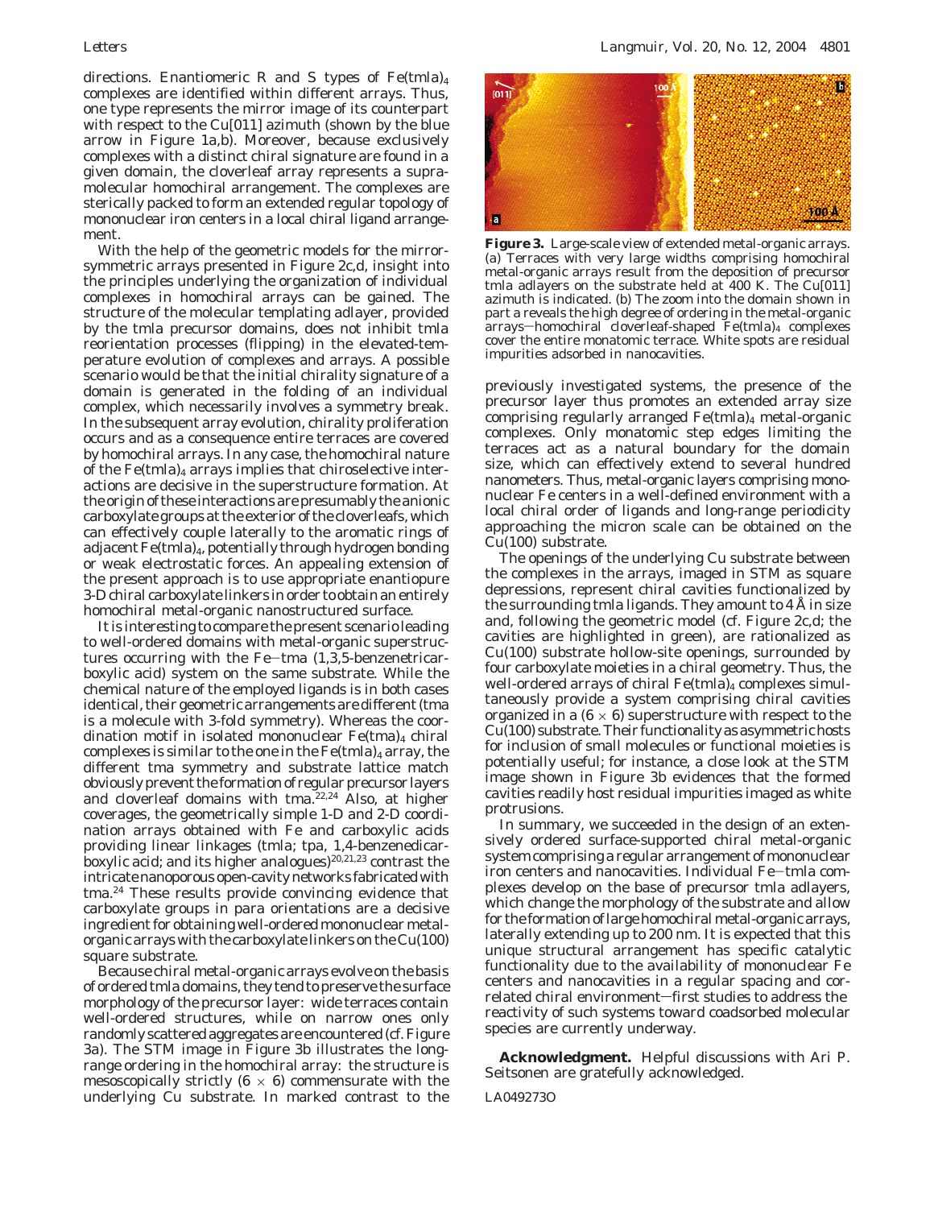directions. Enantiomeric R and S types of $Fe(tmla)_4$ complexes are identified within different arrays. Thus, one type represents the mirror image of its counterpart with respect to the Cu[011] azimuth (shown by the blue arrow in Figure 1a,b). Moreover, because exclusively complexes with a distinct chiral signature are found in a given domain, the cloverleaf array represents a supramolecular homochiral arrangement. The complexes are sterically packed to form an extended regular topology of mononuclear iron centers in a local chiral ligand arrangement.

With the help of the geometric models for the mirror-symmetric arrays presented in Figure 2c,d, insight into the principles underlying the organization of individual complexes in homochiral arrays can be gained. The structure of the molecular templating adlayer, provided by the tmla precursor domains, does not inhibit tmla reorientation processes (flipping) in the elevated-temperature evolution of complexes and arrays. A possible scenario would be that the initial chirality signature of a domain is generated in the folding of an individual complex, which necessarily involves a symmetry break. In the subsequent array evolution, chirality proliferation occurs and as a consequence entire terraces are covered by homochiral arrays. In any case, the homochiral nature of the $Fe(tmla)_4$ arrays implies that chiroselective interactions are decisive in the superstructure formation. At the origin of these interactions are presumably the anionic carboxylate groups at the exterior of the cloverleafs, which can effectively couple laterally to the aromatic rings of adjacent $Fe(tmla)_4$, potentially through hydrogen bonding or weak electrostatic forces. An appealing extension of the present approach is to use appropriate enantiopure 3-D chiral carboxylate linkers in order to obtain an entirely homochiral metal-organic nanostructured surface.

It is interesting to compare the present scenario leading to well-ordered domains with metal-organic superstructures occurring with the Fe–tma (1,3,5-benzenetricarboxylic acid) system on the same substrate. While the chemical nature of the employed ligands is in both cases identical, their geometric arrangements are different (tma is a molecule with 3-fold symmetry). Whereas the coordination motif in isolated mononuclear $Fe(tma)_4$ chiral complexes is similar to the one in the $Fe(tmla)_4$ array, the different tma symmetry and substrate lattice match obviously prevent the formation of regular precursor layers and cloverleaf domains with tma.[22,24] Also, at higher coverages, the geometrically simple 1-D and 2-D coordination arrays obtained with Fe and carboxylic acids providing linear linkages (tmla; tpa, 1,4-benzenedicarboxylic acid; and its higher analogues)[20,21,23] contrast the intricate nanoporous open-cavity networks fabricated with tma.[24] These results provide convincing evidence that carboxylate groups in para orientations are a decisive ingredient for obtaining well-ordered mononuclear metal-organic arrays with the carboxylate linkers on the Cu(100) square substrate.

Because chiral metal-organic arrays evolve on the basis of ordered tmla domains, they tend to preserve the surface morphology of the precursor layer: wide terraces contain well-ordered structures, while on narrow ones only randomly scattered aggregates are encountered (cf. Figure 3a). The STM image in Figure 3b illustrates the long-range ordering in the homochiral array: the structure is mesoscopically strictly $(6 \times 6)$ commensurate with the underlying Cu substrate. In marked contrast to the previously investigated systems, the presence of the precursor layer thus promotes an extended array size comprising regularly arranged $Fe(tmla)_4$ metal-organic complexes. Only monatomic step edges limiting the terraces act as a natural boundary for the domain size, which can effectively extend to several hundred nanometers. Thus, metal-organic layers comprising mononuclear Fe centers in a well-defined environment with a local chiral order of ligands and long-range periodicity approaching the micron scale can be obtained on the Cu(100) substrate.

**Figure 3.** Large-scale view of extended metal-organic arrays. (a) Terraces with very large widths comprising homochiral metal-organic arrays result from the deposition of precursor tmla adlayers on the substrate held at 400 K. The Cu[011] azimuth is indicated. (b) The zoom into the domain shown in part a reveals the high degree of ordering in the metal-organic arrays—homochiral cloverleaf-shaped $Fe(tmla)_4$ complexes cover the entire monatomic terrace. White spots are residual impurities adsorbed in nanocavities.

The openings of the underlying Cu substrate between the complexes in the arrays, imaged in STM as square depressions, represent chiral cavities functionalized by the surrounding tmla ligands. They amount to 4 Å in size and, following the geometric model (cf. Figure 2c,d; the cavities are highlighted in green), are rationalized as Cu(100) substrate hollow-site openings, surrounded by four carboxylate moieties in a chiral geometry. Thus, the well-ordered arrays of chiral $Fe(tmla)_4$ complexes simultaneously provide a system comprising chiral cavities organized in a $(6 \times 6)$ superstructure with respect to the Cu(100) substrate. Their functionality as asymmetric hosts for inclusion of small molecules or functional moieties is potentially useful; for instance, a close look at the STM image shown in Figure 3b evidences that the formed cavities readily host residual impurities imaged as white protrusions.

In summary, we succeeded in the design of an extensively ordered surface-supported chiral metal-organic system comprising a regular arrangement of mononuclear iron centers and nanocavities. Individual Fe–tmla complexes develop on the base of precursor tmla adlayers, which change the morphology of the substrate and allow for the formation of large homochiral metal-organic arrays, laterally extending up to 200 nm. It is expected that this unique structural arrangement has specific catalytic functionality due to the availability of mononuclear Fe centers and nanocavities in a regular spacing and correlated chiral environment—first studies to address the reactivity of such systems toward coadsorbed molecular species are currently underway.

**Acknowledgment.** Helpful discussions with Ari P. Seitsonen are gratefully acknowledged.

LA049273O